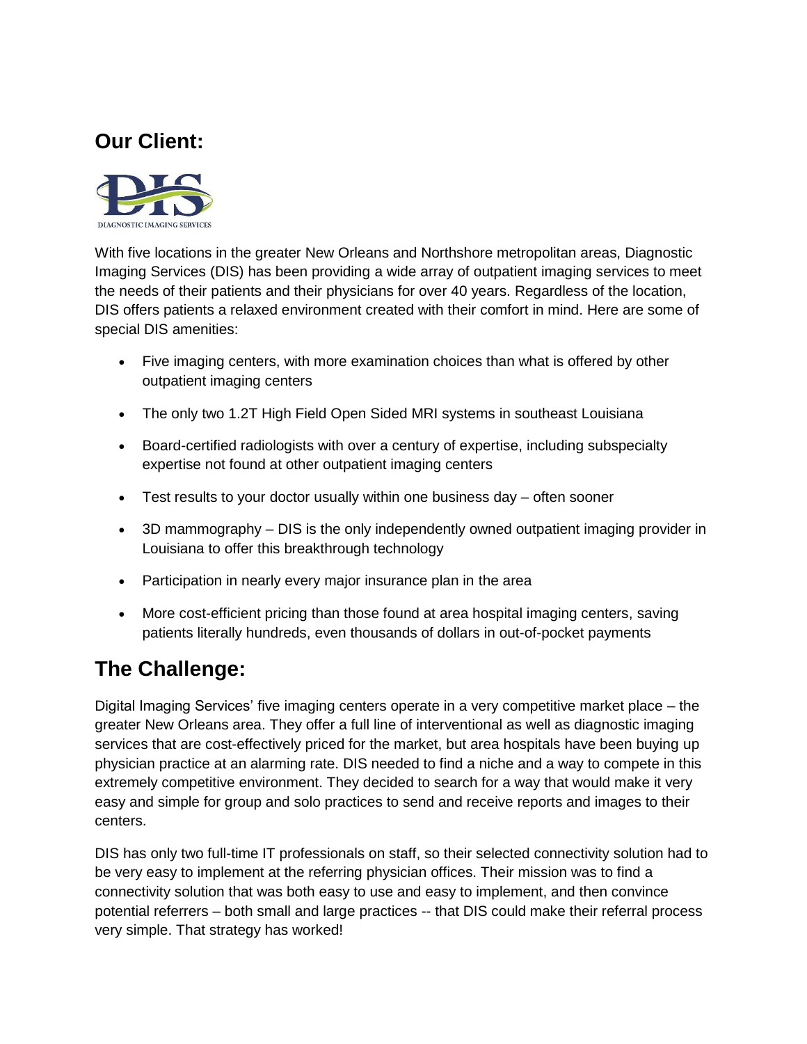## Our Client:

DIAGNOSTIC IMAGING SERVICES

With five locations in the greater New Orleans and Northshore metropolitan areas, Diagnostic Imaging Services (DIS) has been providing a wide array of outpatient imaging services to meet the needs of their patients and their physicians for over 40 years. Regardless of the location, DIS offers patients a relaxed environment created with their comfort in mind. Here are some of special DIS amenities:

- Five imaging centers, with more examination choices than what is offered by other outpatient imaging centers
- The only two 1.2T High Field Open Sided MRI systems in southeast Louisiana
- Board-certified radiologists with over a century of expertise, including subspecialty expertise not found at other outpatient imaging centers
- Test results to your doctor usually within one business day – often sooner
- 3D mammography – DIS is the only independently owned outpatient imaging provider in Louisiana to offer this breakthrough technology
- Participation in nearly every major insurance plan in the area
- More cost-efficient pricing than those found at area hospital imaging centers, saving patients literally hundreds, even thousands of dollars in out-of-pocket payments

## The Challenge:

Digital Imaging Services' five imaging centers operate in a very competitive market place – the greater New Orleans area. They offer a full line of interventional as well as diagnostic imaging services that are cost-effectively priced for the market, but area hospitals have been buying up physician practice at an alarming rate. DIS needed to find a niche and a way to compete in this extremely competitive environment. They decided to search for a way that would make it very easy and simple for group and solo practices to send and receive reports and images to their centers.

DIS has only two full-time IT professionals on staff, so their selected connectivity solution had to be very easy to implement at the referring physician offices. Their mission was to find a connectivity solution that was both easy to use and easy to implement, and then convince potential referrers – both small and large practices -- that DIS could make their referral process very simple. That strategy has worked!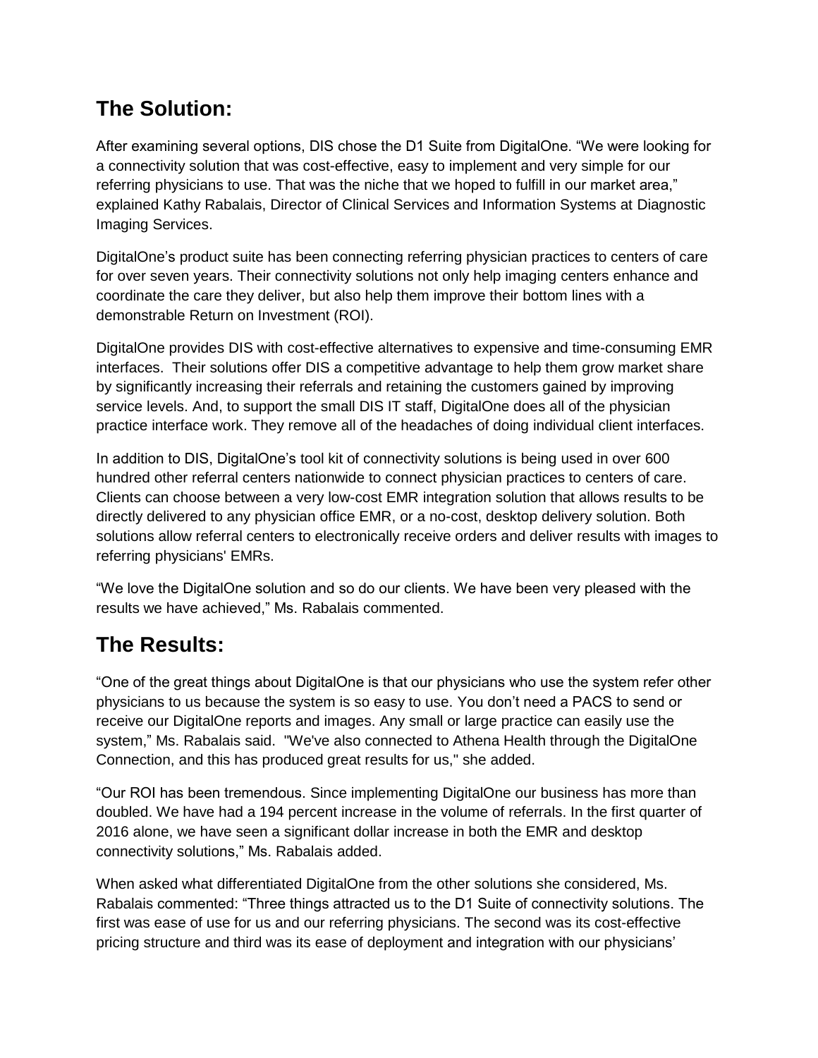## The Solution:

After examining several options, DIS chose the D1 Suite from DigitalOne. “We were looking for a connectivity solution that was cost-effective, easy to implement and very simple for our referring physicians to use. That was the niche that we hoped to fulfill in our market area,” explained Kathy Rabalais, Director of Clinical Services and Information Systems at Diagnostic Imaging Services.

DigitalOne’s product suite has been connecting referring physician practices to centers of care for over seven years. Their connectivity solutions not only help imaging centers enhance and coordinate the care they deliver, but also help them improve their bottom lines with a demonstrable Return on Investment (ROI).

DigitalOne provides DIS with cost-effective alternatives to expensive and time-consuming EMR interfaces. Their solutions offer DIS a competitive advantage to help them grow market share by significantly increasing their referrals and retaining the customers gained by improving service levels. And, to support the small DIS IT staff, DigitalOne does all of the physician practice interface work. They remove all of the headaches of doing individual client interfaces.

In addition to DIS, DigitalOne’s tool kit of connectivity solutions is being used in over 600 hundred other referral centers nationwide to connect physician practices to centers of care. Clients can choose between a very low-cost EMR integration solution that allows results to be directly delivered to any physician office EMR, or a no-cost, desktop delivery solution. Both solutions allow referral centers to electronically receive orders and deliver results with images to referring physicians' EMRs.

“We love the DigitalOne solution and so do our clients. We have been very pleased with the results we have achieved,” Ms. Rabalais commented.

## The Results:

“One of the great things about DigitalOne is that our physicians who use the system refer other physicians to us because the system is so easy to use. You don’t need a PACS to send or receive our DigitalOne reports and images. Any small or large practice can easily use the system,” Ms. Rabalais said. "We've also connected to Athena Health through the DigitalOne Connection, and this has produced great results for us," she added.

“Our ROI has been tremendous. Since implementing DigitalOne our business has more than doubled. We have had a 194 percent increase in the volume of referrals. In the first quarter of 2016 alone, we have seen a significant dollar increase in both the EMR and desktop connectivity solutions,” Ms. Rabalais added.

When asked what differentiated DigitalOne from the other solutions she considered, Ms. Rabalais commented: “Three things attracted us to the D1 Suite of connectivity solutions. The first was ease of use for us and our referring physicians. The second was its cost-effective pricing structure and third was its ease of deployment and integration with our physicians’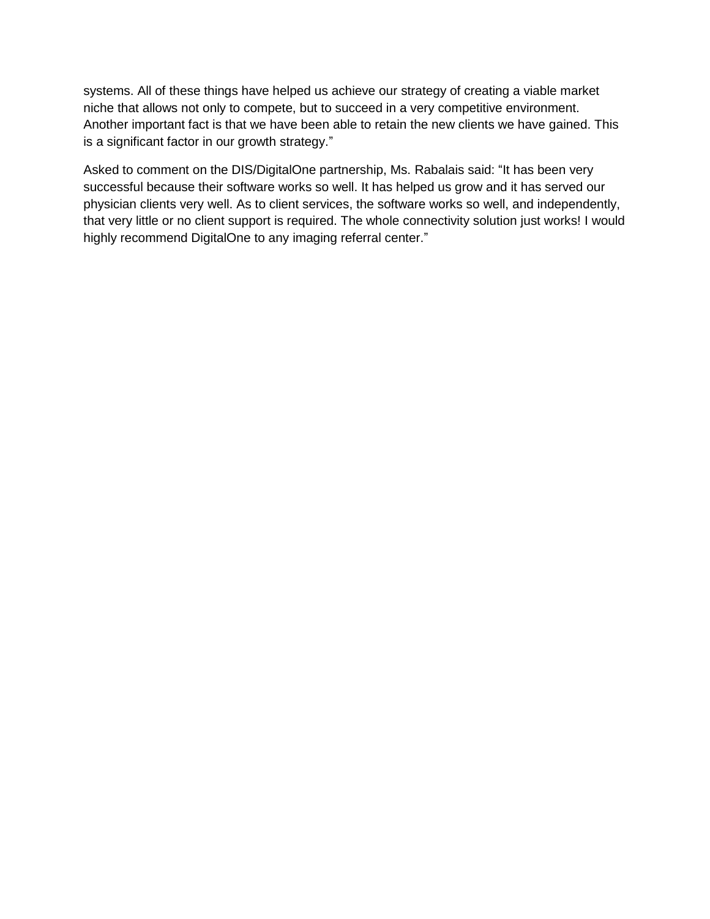systems. All of these things have helped us achieve our strategy of creating a viable market niche that allows not only to compete, but to succeed in a very competitive environment. Another important fact is that we have been able to retain the new clients we have gained. This is a significant factor in our growth strategy."

Asked to comment on the DIS/DigitalOne partnership, Ms. Rabalais said: "It has been very successful because their software works so well. It has helped us grow and it has served our physician clients very well. As to client services, the software works so well, and independently, that very little or no client support is required. The whole connectivity solution just works! I would highly recommend DigitalOne to any imaging referral center."